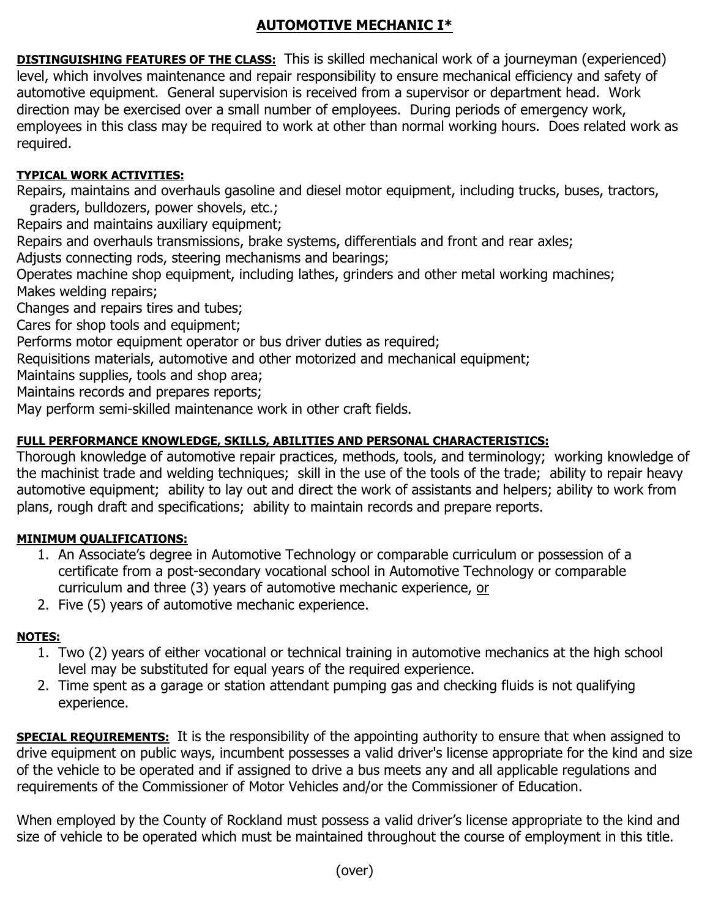# AUTOMOTIVE MECHANIC I*

**DISTINGUISHING FEATURES OF THE CLASS:** This is skilled mechanical work of a journeyman (experienced) level, which involves maintenance and repair responsibility to ensure mechanical efficiency and safety of automotive equipment. General supervision is received from a supervisor or department head. Work direction may be exercised over a small number of employees. During periods of emergency work, employees in this class may be required to work at other than normal working hours. Does related work as required.

**TYPICAL WORK ACTIVITIES:**

Repairs, maintains and overhauls gasoline and diesel motor equipment, including trucks, buses, tractors, graders, bulldozers, power shovels, etc.;
Repairs and maintains auxiliary equipment;
Repairs and overhauls transmissions, brake systems, differentials and front and rear axles;
Adjusts connecting rods, steering mechanisms and bearings;
Operates machine shop equipment, including lathes, grinders and other metal working machines;
Makes welding repairs;
Changes and repairs tires and tubes;
Cares for shop tools and equipment;
Performs motor equipment operator or bus driver duties as required;
Requisitions materials, automotive and other motorized and mechanical equipment;
Maintains supplies, tools and shop area;
Maintains records and prepares reports;
May perform semi-skilled maintenance work in other craft fields.

**FULL PERFORMANCE KNOWLEDGE, SKILLS, ABILITIES AND PERSONAL CHARACTERISTICS:**

Thorough knowledge of automotive repair practices, methods, tools, and terminology; working knowledge of the machinist trade and welding techniques; skill in the use of the tools of the trade; ability to repair heavy automotive equipment; ability to lay out and direct the work of assistants and helpers; ability to work from plans, rough draft and specifications; ability to maintain records and prepare reports.

**MINIMUM QUALIFICATIONS:**

1. An Associate's degree in Automotive Technology or comparable curriculum or possession of a certificate from a post-secondary vocational school in Automotive Technology or comparable curriculum and three (3) years of automotive mechanic experience, or
2. Five (5) years of automotive mechanic experience.

**NOTES:**

1. Two (2) years of either vocational or technical training in automotive mechanics at the high school level may be substituted for equal years of the required experience.
2. Time spent as a garage or station attendant pumping gas and checking fluids is not qualifying experience.

**SPECIAL REQUIREMENTS:** It is the responsibility of the appointing authority to ensure that when assigned to drive equipment on public ways, incumbent possesses a valid driver's license appropriate for the kind and size of the vehicle to be operated and if assigned to drive a bus meets any and all applicable regulations and requirements of the Commissioner of Motor Vehicles and/or the Commissioner of Education.

When employed by the County of Rockland must possess a valid driver's license appropriate to the kind and size of vehicle to be operated which must be maintained throughout the course of employment in this title.

(over)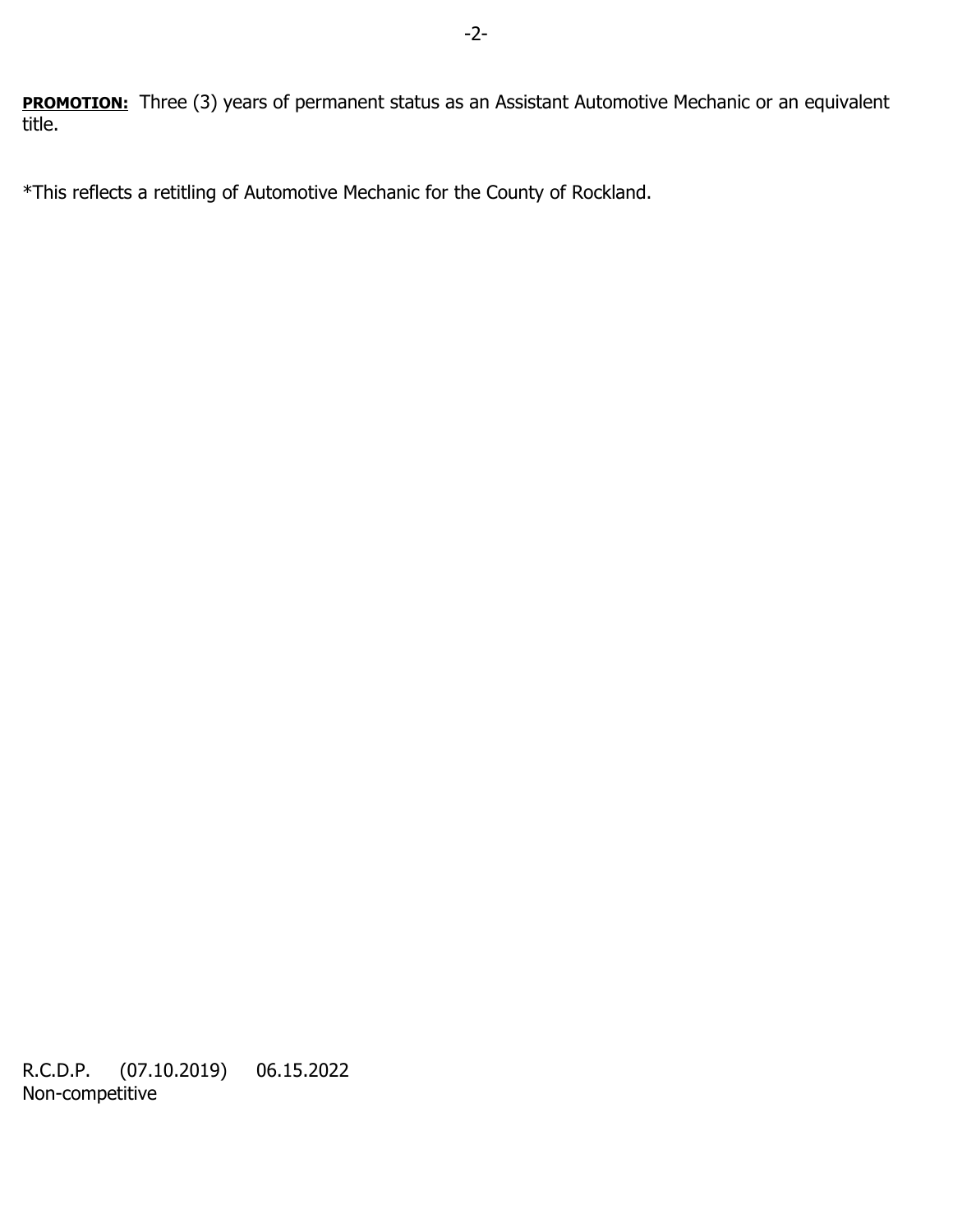**PROMOTION:** Three (3) years of permanent status as an Assistant Automotive Mechanic or an equivalent title.

*This reflects a retitling of Automotive Mechanic for the County of Rockland.

R.C.D.P. (07.10.2019) 06.15.2022
Non-competitive